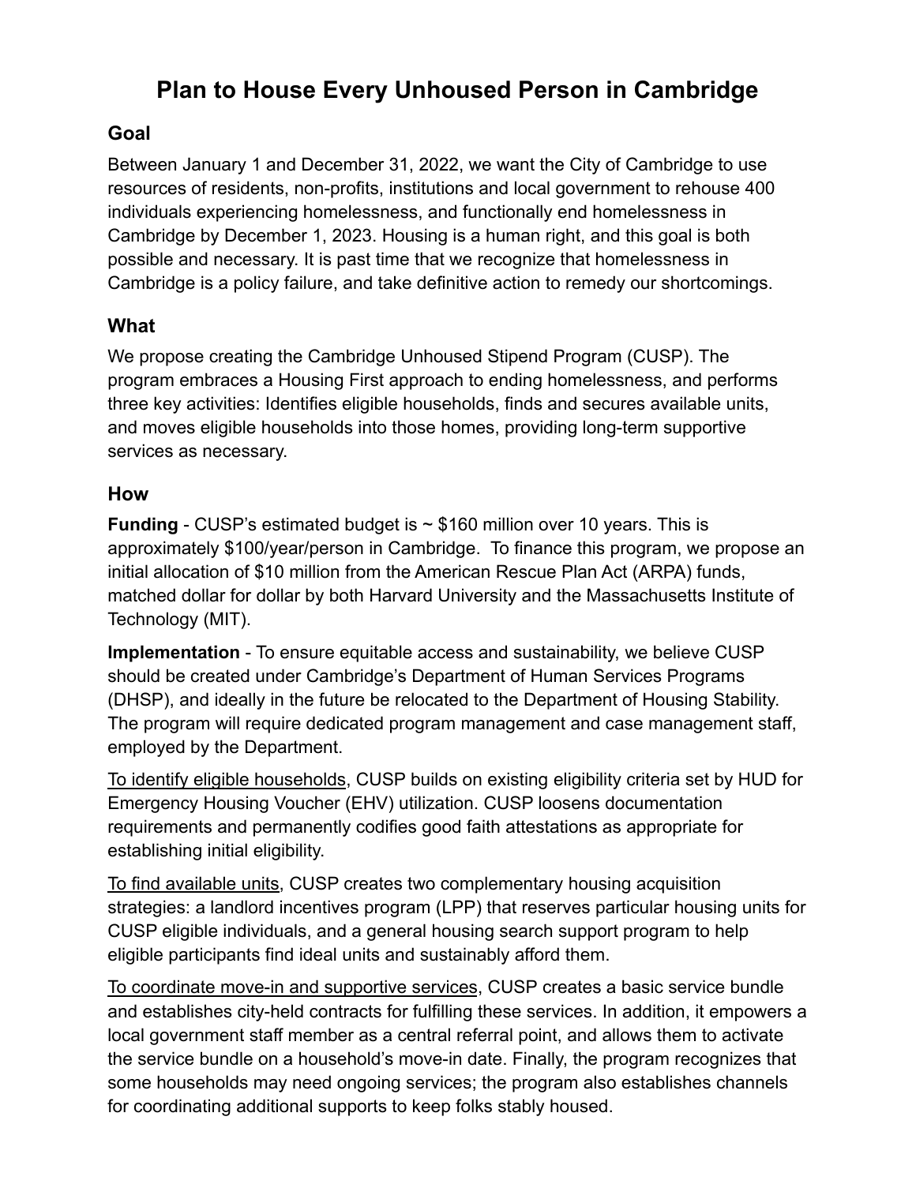# Plan to House Every Unhoused Person in Cambridge

## Goal

Between January 1 and December 31, 2022, we want the City of Cambridge to use resources of residents, non-profits, institutions and local government to rehouse 400 individuals experiencing homelessness, and functionally end homelessness in Cambridge by December 1, 2023. Housing is a human right, and this goal is both possible and necessary. It is past time that we recognize that homelessness in Cambridge is a policy failure, and take definitive action to remedy our shortcomings.

## What

We propose creating the Cambridge Unhoused Stipend Program (CUSP). The program embraces a Housing First approach to ending homelessness, and performs three key activities: Identifies eligible households, finds and secures available units, and moves eligible households into those homes, providing long-term supportive services as necessary.

## How

**Funding** - CUSP's estimated budget is ~ $160 million over 10 years. This is approximately $100/year/person in Cambridge. To finance this program, we propose an initial allocation of $10 million from the American Rescue Plan Act (ARPA) funds, matched dollar for dollar by both Harvard University and the Massachusetts Institute of Technology (MIT).

**Implementation** - To ensure equitable access and sustainability, we believe CUSP should be created under Cambridge's Department of Human Services Programs (DHSP), and ideally in the future be relocated to the Department of Housing Stability. The program will require dedicated program management and case management staff, employed by the Department.

<u>To identify eligible households</u>, CUSP builds on existing eligibility criteria set by HUD for Emergency Housing Voucher (EHV) utilization. CUSP loosens documentation requirements and permanently codifies good faith attestations as appropriate for establishing initial eligibility.

<u>To find available units</u>, CUSP creates two complementary housing acquisition strategies: a landlord incentives program (LPP) that reserves particular housing units for CUSP eligible individuals, and a general housing search support program to help eligible participants find ideal units and sustainably afford them.

<u>To coordinate move-in and supportive services</u>, CUSP creates a basic service bundle and establishes city-held contracts for fulfilling these services. In addition, it empowers a local government staff member as a central referral point, and allows them to activate the service bundle on a household's move-in date. Finally, the program recognizes that some households may need ongoing services; the program also establishes channels for coordinating additional supports to keep folks stably housed.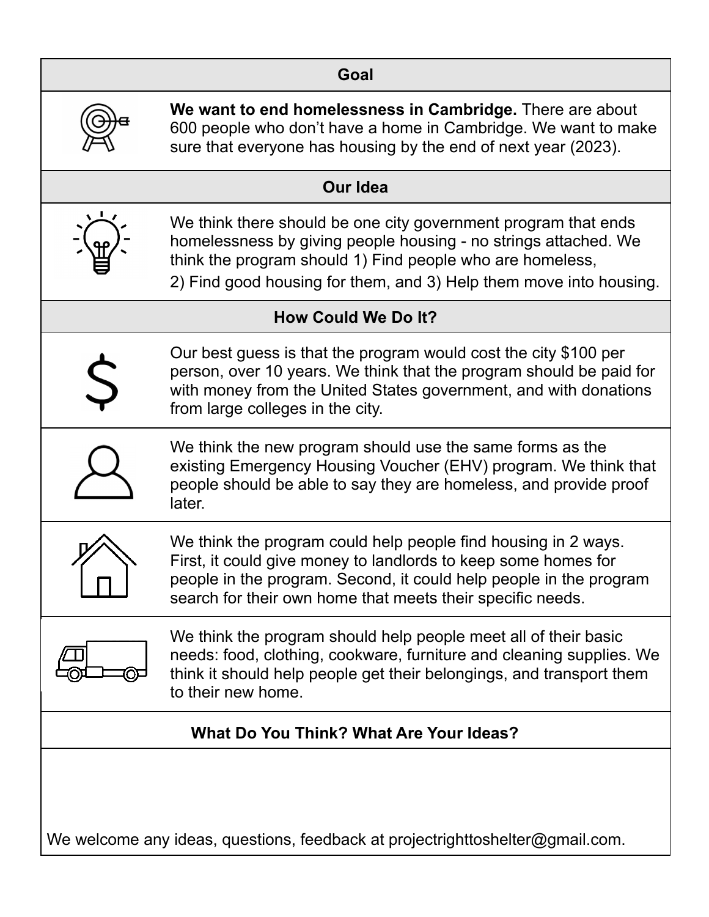## Goal

**We want to end homelessness in Cambridge.** There are about 600 people who don't have a home in Cambridge. We want to make sure that everyone has housing by the end of next year (2023).

## Our Idea

We think there should be one city government program that ends homelessness by giving people housing - no strings attached. We think the program should 1) Find people who are homeless, 2) Find good housing for them, and 3) Help them move into housing.

## How Could We Do It?

Our best guess is that the program would cost the city $100 per person, over 10 years. We think that the program should be paid for with money from the United States government, and with donations from large colleges in the city.

We think the new program should use the same forms as the existing Emergency Housing Voucher (EHV) program. We think that people should be able to say they are homeless, and provide proof later.

We think the program could help people find housing in 2 ways. First, it could give money to landlords to keep some homes for people in the program. Second, it could help people in the program search for their own home that meets their specific needs.

We think the program should help people meet all of their basic needs: food, clothing, cookware, furniture and cleaning supplies. We think it should help people get their belongings, and transport them to their new home.

## What Do You Think? What Are Your Ideas?

We welcome any ideas, questions, feedback at projectrighttoshelter@gmail.com.